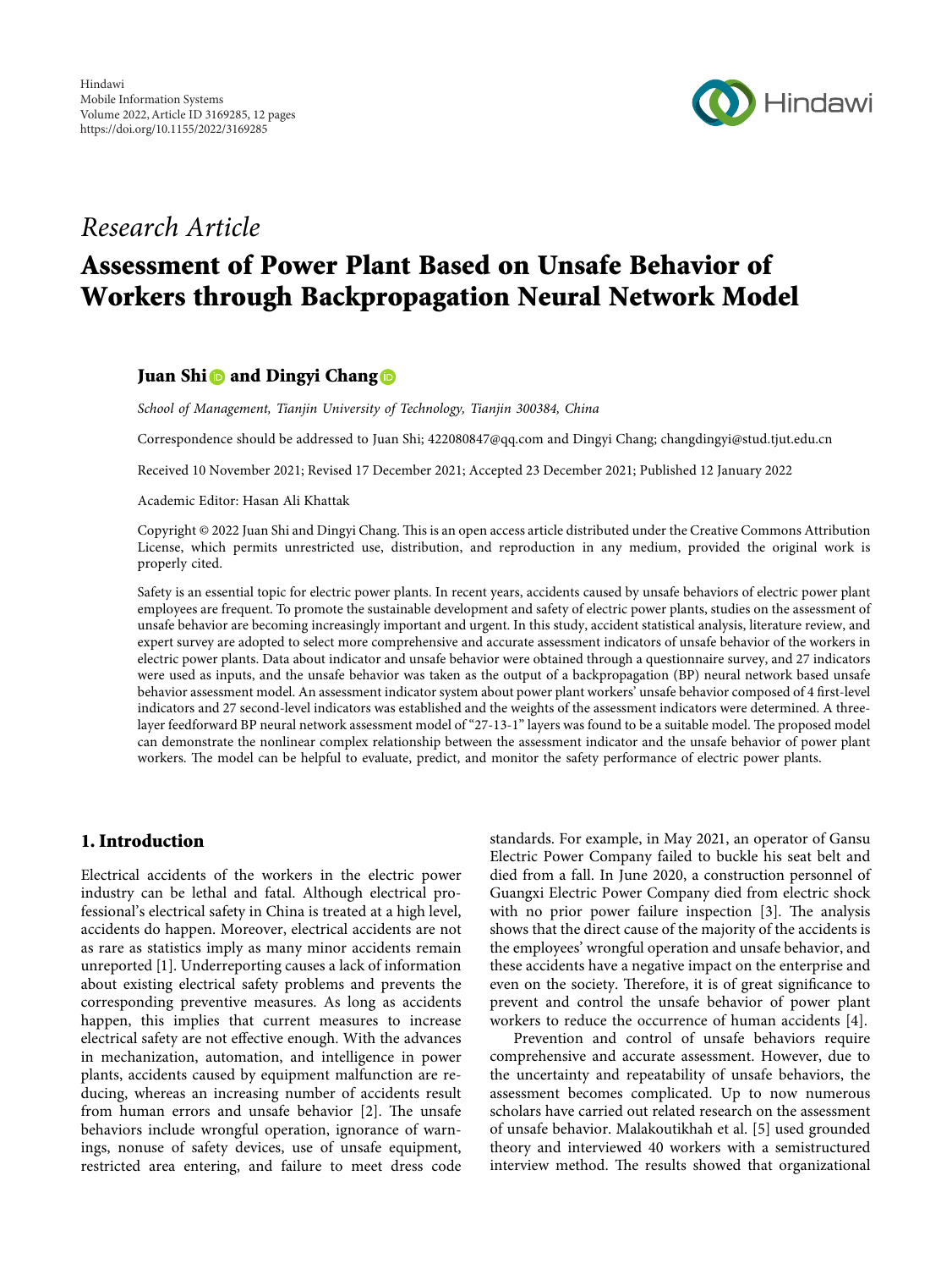*Research Article*

# Assessment of Power Plant Based on Unsafe Behavior of Workers through Backpropagation Neural Network Model

**Juan Shi and Dingyi Chang**

*School of Management, Tianjin University of Technology, Tianjin 300384, China*

Correspondence should be addressed to Juan Shi; 422080847@qq.com and Dingyi Chang; changdingyi@stud.tjut.edu.cn

Received 10 November 2021; Revised 17 December 2021; Accepted 23 December 2021; Published 12 January 2022

Academic Editor: Hasan Ali Khattak

Copyright © 2022 Juan Shi and Dingyi Chang. This is an open access article distributed under the Creative Commons Attribution License, which permits unrestricted use, distribution, and reproduction in any medium, provided the original work is properly cited.

Safety is an essential topic for electric power plants. In recent years, accidents caused by unsafe behaviors of electric power plant employees are frequent. To promote the sustainable development and safety of electric power plants, studies on the assessment of unsafe behavior are becoming increasingly important and urgent. In this study, accident statistical analysis, literature review, and expert survey are adopted to select more comprehensive and accurate assessment indicators of unsafe behavior of the workers in electric power plants. Data about indicator and unsafe behavior were obtained through a questionnaire survey, and 27 indicators were used as inputs, and the unsafe behavior was taken as the output of a backpropagation (BP) neural network based unsafe behavior assessment model. An assessment indicator system about power plant workers' unsafe behavior composed of 4 first-level indicators and 27 second-level indicators was established and the weights of the assessment indicators were determined. A three-layer feedforward BP neural network assessment model of "27-13-1" layers was found to be a suitable model. The proposed model can demonstrate the nonlinear complex relationship between the assessment indicator and the unsafe behavior of power plant workers. The model can be helpful to evaluate, predict, and monitor the safety performance of electric power plants.

## 1. Introduction

Electrical accidents of the workers in the electric power industry can be lethal and fatal. Although electrical professional's electrical safety in China is treated at a high level, accidents do happen. Moreover, electrical accidents are not as rare as statistics imply as many minor accidents remain unreported [1]. Underreporting causes a lack of information about existing electrical safety problems and prevents the corresponding preventive measures. As long as accidents happen, this implies that current measures to increase electrical safety are not effective enough. With the advances in mechanization, automation, and intelligence in power plants, accidents caused by equipment malfunction are reducing, whereas an increasing number of accidents result from human errors and unsafe behavior [2]. The unsafe behaviors include wrongful operation, ignorance of warnings, nonuse of safety devices, use of unsafe equipment, restricted area entering, and failure to meet dress code standards. For example, in May 2021, an operator of Gansu Electric Power Company failed to buckle his seat belt and died from a fall. In June 2020, a construction personnel of Guangxi Electric Power Company died from electric shock with no prior power failure inspection [3]. The analysis shows that the direct cause of the majority of the accidents is the employees' wrongful operation and unsafe behavior, and these accidents have a negative impact on the enterprise and even on the society. Therefore, it is of great significance to prevent and control the unsafe behavior of power plant workers to reduce the occurrence of human accidents [4].

Prevention and control of unsafe behaviors require comprehensive and accurate assessment. However, due to the uncertainty and repeatability of unsafe behaviors, the assessment becomes complicated. Up to now numerous scholars have carried out related research on the assessment of unsafe behavior. Malakoutikhah et al. [5] used grounded theory and interviewed 40 workers with a semistructured interview method. The results showed that organizational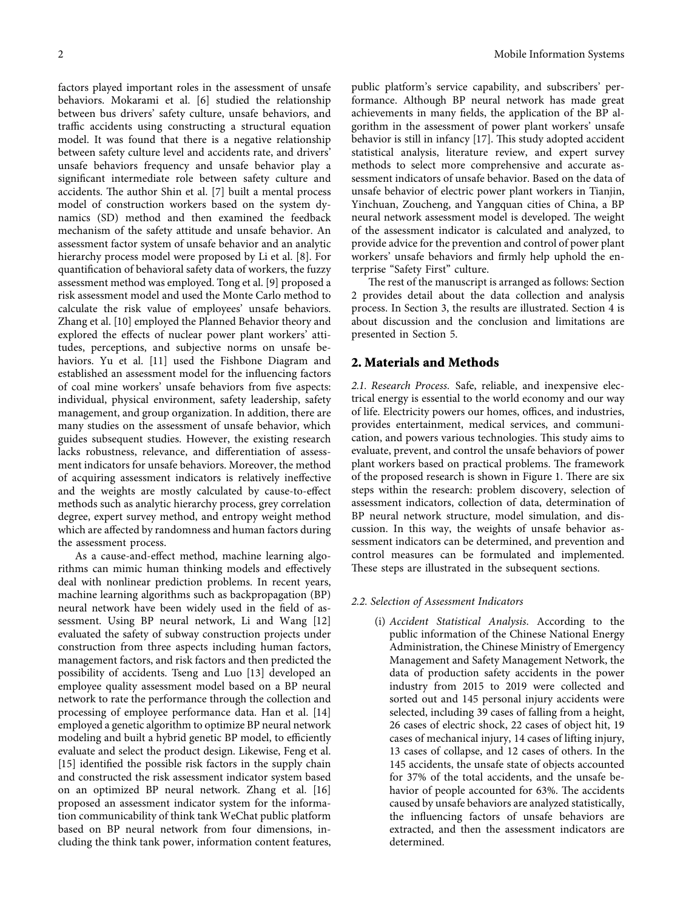factors played important roles in the assessment of unsafe behaviors. Mokarami et al. [6] studied the relationship between bus drivers' safety culture, unsafe behaviors, and traffic accidents using constructing a structural equation model. It was found that there is a negative relationship between safety culture level and accidents rate, and drivers' unsafe behaviors frequency and unsafe behavior play a significant intermediate role between safety culture and accidents. The author Shin et al. [7] built a mental process model of construction workers based on the system dynamics (SD) method and then examined the feedback mechanism of the safety attitude and unsafe behavior. An assessment factor system of unsafe behavior and an analytic hierarchy process model were proposed by Li et al. [8]. For quantification of behavioral safety data of workers, the fuzzy assessment method was employed. Tong et al. [9] proposed a risk assessment model and used the Monte Carlo method to calculate the risk value of employees' unsafe behaviors. Zhang et al. [10] employed the Planned Behavior theory and explored the effects of nuclear power plant workers' attitudes, perceptions, and subjective norms on unsafe behaviors. Yu et al. [11] used the Fishbone Diagram and established an assessment model for the influencing factors of coal mine workers' unsafe behaviors from five aspects: individual, physical environment, safety leadership, safety management, and group organization. In addition, there are many studies on the assessment of unsafe behavior, which guides subsequent studies. However, the existing research lacks robustness, relevance, and differentiation of assessment indicators for unsafe behaviors. Moreover, the method of acquiring assessment indicators is relatively ineffective and the weights are mostly calculated by cause-to-effect methods such as analytic hierarchy process, grey correlation degree, expert survey method, and entropy weight method which are affected by randomness and human factors during the assessment process.

As a cause-and-effect method, machine learning algorithms can mimic human thinking models and effectively deal with nonlinear prediction problems. In recent years, machine learning algorithms such as backpropagation (BP) neural network have been widely used in the field of assessment. Using BP neural network, Li and Wang [12] evaluated the safety of subway construction projects under construction from three aspects including human factors, management factors, and risk factors and then predicted the possibility of accidents. Tseng and Luo [13] developed an employee quality assessment model based on a BP neural network to rate the performance through the collection and processing of employee performance data. Han et al. [14] employed a genetic algorithm to optimize BP neural network modeling and built a hybrid genetic BP model, to efficiently evaluate and select the product design. Likewise, Feng et al. [15] identified the possible risk factors in the supply chain and constructed the risk assessment indicator system based on an optimized BP neural network. Zhang et al. [16] proposed an assessment indicator system for the information communicability of think tank WeChat public platform based on BP neural network from four dimensions, including the think tank power, information content features, public platform's service capability, and subscribers' performance. Although BP neural network has made great achievements in many fields, the application of the BP algorithm in the assessment of power plant workers' unsafe behavior is still in infancy [17]. This study adopted accident statistical analysis, literature review, and expert survey methods to select more comprehensive and accurate assessment indicators of unsafe behavior. Based on the data of unsafe behavior of electric power plant workers in Tianjin, Yinchuan, Zoucheng, and Yangquan cities of China, a BP neural network assessment model is developed. The weight of the assessment indicator is calculated and analyzed, to provide advice for the prevention and control of power plant workers' unsafe behaviors and firmly help uphold the enterprise "Safety First" culture.

The rest of the manuscript is arranged as follows: Section 2 provides detail about the data collection and analysis process. In Section 3, the results are illustrated. Section 4 is about discussion and the conclusion and limitations are presented in Section 5.

## 2. Materials and Methods

*2.1. Research Process.* Safe, reliable, and inexpensive electrical energy is essential to the world economy and our way of life. Electricity powers our homes, offices, and industries, provides entertainment, medical services, and communication, and powers various technologies. This study aims to evaluate, prevent, and control the unsafe behaviors of power plant workers based on practical problems. The framework of the proposed research is shown in Figure 1. There are six steps within the research: problem discovery, selection of assessment indicators, collection of data, determination of BP neural network structure, model simulation, and discussion. In this way, the weights of unsafe behavior assessment indicators can be determined, and prevention and control measures can be formulated and implemented. These steps are illustrated in the subsequent sections.

*2.2. Selection of Assessment Indicators*

(i) *Accident Statistical Analysis.* According to the public information of the Chinese National Energy Administration, the Chinese Ministry of Emergency Management and Safety Management Network, the data of production safety accidents in the power industry from 2015 to 2019 were collected and sorted out and 145 personal injury accidents were selected, including 39 cases of falling from a height, 26 cases of electric shock, 22 cases of object hit, 19 cases of mechanical injury, 14 cases of lifting injury, 13 cases of collapse, and 12 cases of others. In the 145 accidents, the unsafe state of objects accounted for 37% of the total accidents, and the unsafe behavior of people accounted for 63%. The accidents caused by unsafe behaviors are analyzed statistically, the influencing factors of unsafe behaviors are extracted, and then the assessment indicators are determined.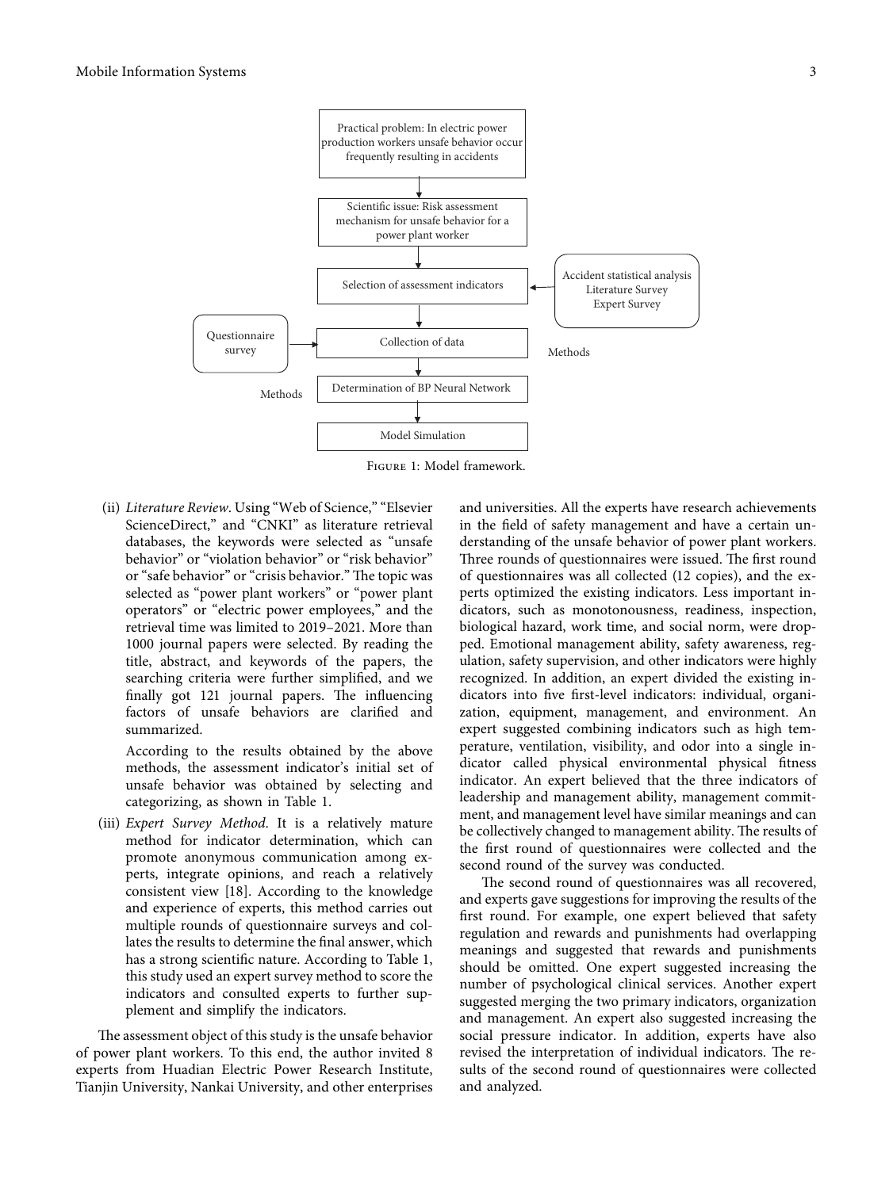Figure 1: Model framework.

(ii) *Literature Review*. Using "Web of Science," "Elsevier ScienceDirect," and "CNKI" as literature retrieval databases, the keywords were selected as "unsafe behavior" or "violation behavior" or "risk behavior" or "safe behavior" or "crisis behavior." The topic was selected as "power plant workers" or "power plant operators" or "electric power employees," and the retrieval time was limited to 2019–2021. More than 1000 journal papers were selected. By reading the title, abstract, and keywords of the papers, the searching criteria were further simplified, and we finally got 121 journal papers. The influencing factors of unsafe behaviors are clarified and summarized.

According to the results obtained by the above methods, the assessment indicator's initial set of unsafe behavior was obtained by selecting and categorizing, as shown in Table 1.

(iii) *Expert Survey Method*. It is a relatively mature method for indicator determination, which can promote anonymous communication among experts, integrate opinions, and reach a relatively consistent view [18]. According to the knowledge and experience of experts, this method carries out multiple rounds of questionnaire surveys and collates the results to determine the final answer, which has a strong scientific nature. According to Table 1, this study used an expert survey method to score the indicators and consulted experts to further supplement and simplify the indicators.

The assessment object of this study is the unsafe behavior of power plant workers. To this end, the author invited 8 experts from Huadian Electric Power Research Institute, Tianjin University, Nankai University, and other enterprises and universities. All the experts have research achievements in the field of safety management and have a certain understanding of the unsafe behavior of power plant workers. Three rounds of questionnaires were issued. The first round of questionnaires was all collected (12 copies), and the experts optimized the existing indicators. Less important indicators, such as monotonousness, readiness, inspection, biological hazard, work time, and social norm, were dropped. Emotional management ability, safety awareness, regulation, safety supervision, and other indicators were highly recognized. In addition, an expert divided the existing indicators into five first-level indicators: individual, organization, equipment, management, and environment. An expert suggested combining indicators such as high temperature, ventilation, visibility, and odor into a single indicator called physical environmental physical fitness indicator. An expert believed that the three indicators of leadership and management ability, management commitment, and management level have similar meanings and can be collectively changed to management ability. The results of the first round of questionnaires were collected and the second round of the survey was conducted.

The second round of questionnaires was all recovered, and experts gave suggestions for improving the results of the first round. For example, one expert believed that safety regulation and rewards and punishments had overlapping meanings and suggested that rewards and punishments should be omitted. One expert suggested increasing the number of psychological clinical services. Another expert suggested merging the two primary indicators, organization and management. An expert also suggested increasing the social pressure indicator. In addition, experts have also revised the interpretation of individual indicators. The results of the second round of questionnaires were collected and analyzed.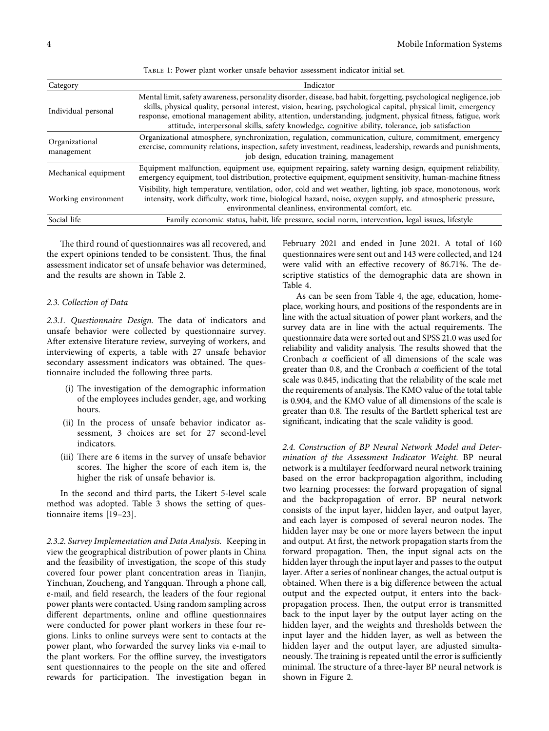Table 1: Power plant worker unsafe behavior assessment indicator initial set.

| Category | Indicator |
| --- | --- |
| Individual personal | Mental limit, safety awareness, personality disorder, disease, bad habit, forgetting, psychological negligence, job skills, physical quality, personal interest, vision, hearing, psychological capital, physical limit, emergency response, emotional management ability, attention, understanding, judgment, physical fitness, fatigue, work attitude, interpersonal skills, safety knowledge, cognitive ability, tolerance, job satisfaction |
| Organizational management | Organizational atmosphere, synchronization, regulation, communication, culture, commitment, emergency exercise, community relations, inspection, safety investment, readiness, leadership, rewards and punishments, job design, education training, management |
| Mechanical equipment | Equipment malfunction, equipment use, equipment repairing, safety warning design, equipment reliability, emergency equipment, tool distribution, protective equipment, equipment sensitivity, human-machine fitness |
| Working environment | Visibility, high temperature, ventilation, odor, cold and wet weather, lighting, job space, monotonous, work intensity, work difficulty, work time, biological hazard, noise, oxygen supply, and atmospheric pressure, environmental cleanliness, environmental comfort, etc. |
| Social life | Family economic status, habit, life pressure, social norm, intervention, legal issues, lifestyle |

The third round of questionnaires was all recovered, and the expert opinions tended to be consistent. Thus, the final assessment indicator set of unsafe behavior was determined, and the results are shown in Table 2.

### 2.3. Collection of Data

*2.3.1. Questionnaire Design.* The data of indicators and unsafe behavior were collected by questionnaire survey. After extensive literature review, surveying of workers, and interviewing of experts, a table with 27 unsafe behavior secondary assessment indicators was obtained. The questionnaire included the following three parts.

(i) The investigation of the demographic information of the employees includes gender, age, and working hours.

(ii) In the process of unsafe behavior indicator assessment, 3 choices are set for 27 second-level indicators.

(iii) There are 6 items in the survey of unsafe behavior scores. The higher the score of each item is, the higher the risk of unsafe behavior is.

In the second and third parts, the Likert 5-level scale method was adopted. Table 3 shows the setting of questionnaire items [19–23].

*2.3.2. Survey Implementation and Data Analysis.* Keeping in view the geographical distribution of power plants in China and the feasibility of investigation, the scope of this study covered four power plant concentration areas in Tianjin, Yinchuan, Zoucheng, and Yangquan. Through a phone call, e-mail, and field research, the leaders of the four regional power plants were contacted. Using random sampling across different departments, online and offline questionnaires were conducted for power plant workers in these four regions. Links to online surveys were sent to contacts at the power plant, who forwarded the survey links via e-mail to the plant workers. For the offline survey, the investigators sent questionnaires to the people on the site and offered rewards for participation. The investigation began in February 2021 and ended in June 2021. A total of 160 questionnaires were sent out and 143 were collected, and 124 were valid with an effective recovery of 86.71%. The descriptive statistics of the demographic data are shown in Table 4.

As can be seen from Table 4, the age, education, homeplace, working hours, and positions of the respondents are in line with the actual situation of power plant workers, and the survey data are in line with the actual requirements. The questionnaire data were sorted out and SPSS 21.0 was used for reliability and validity analysis. The results showed that the Cronbach $\alpha$ coefficient of all dimensions of the scale was greater than 0.8, and the Cronbach $\alpha$ coefficient of the total scale was 0.845, indicating that the reliability of the scale met the requirements of analysis. The KMO value of the total table is 0.904, and the KMO value of all dimensions of the scale is greater than 0.8. The results of the Bartlett spherical test are significant, indicating that the scale validity is good.

*2.4. Construction of BP Neural Network Model and Determination of the Assessment Indicator Weight.* BP neural network is a multilayer feedforward neural network training based on the error backpropagation algorithm, including two learning processes: the forward propagation of signal and the backpropagation of error. BP neural network consists of the input layer, hidden layer, and output layer, and each layer is composed of several neuron nodes. The hidden layer may be one or more layers between the input and output. At first, the network propagation starts from the forward propagation. Then, the input signal acts on the hidden layer through the input layer and passes to the output layer. After a series of nonlinear changes, the actual output is obtained. When there is a big difference between the actual output and the expected output, it enters into the backpropagation process. Then, the output error is transmitted back to the input layer by the output layer acting on the hidden layer, and the weights and thresholds between the input layer and the hidden layer, as well as between the hidden layer and the output layer, are adjusted simultaneously. The training is repeated until the error is sufficiently minimal. The structure of a three-layer BP neural network is shown in Figure 2.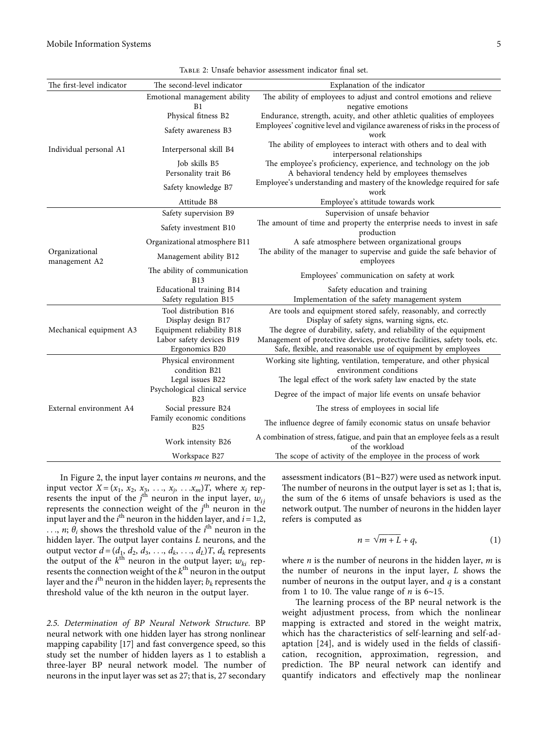Table 2: Unsafe behavior assessment indicator final set.

| The first-level indicator | The second-level indicator | Explanation of the indicator |
|---|---|---|
| Individual personal A1 | Emotional management ability B1 | The ability of employees to adjust and control emotions and relieve negative emotions |
| | Physical fitness B2 | Endurance, strength, acuity, and other athletic qualities of employees |
| | Safety awareness B3 | Employees' cognitive level and vigilance awareness of risks in the process of work |
| | Interpersonal skill B4 | The ability of employees to interact with others and to deal with interpersonal relationships |
| | Job skills B5 | The employee's proficiency, experience, and technology on the job |
| | Personality trait B6 | A behavioral tendency held by employees themselves |
| | Safety knowledge B7 | Employee's understanding and mastery of the knowledge required for safe work |
| | Attitude B8 | Employee's attitude towards work |
| Organizational management A2 | Safety supervision B9 | Supervision of unsafe behavior |
| | Safety investment B10 | The amount of time and property the enterprise needs to invest in safe production |
| | Organizational atmosphere B11 | A safe atmosphere between organizational groups |
| | Management ability B12 | The ability of the manager to supervise and guide the safe behavior of employees |
| | The ability of communication B13 | Employees' communication on safety at work |
| | Educational training B14 | Safety education and training |
| | Safety regulation B15 | Implementation of the safety management system |
| Mechanical equipment A3 | Tool distribution B16 | Are tools and equipment stored safely, reasonably, and correctly |
| | Display design B17 | Display of safety signs, warning signs, etc. |
| | Equipment reliability B18 | The degree of durability, safety, and reliability of the equipment |
| | Labor safety devices B19 | Management of protective devices, protective facilities, safety tools, etc. |
| | Ergonomics B20 | Safe, flexible, and reasonable use of equipment by employees |
| External environment A4 | Physical environment condition B21 | Working site lighting, ventilation, temperature, and other physical environment conditions |
| | Legal issues B22 | The legal effect of the work safety law enacted by the state |
| | Psychological clinical service B23 | Degree of the impact of major life events on unsafe behavior |
| | Social pressure B24 | The stress of employees in social life |
| | Family economic conditions B25 | The influence degree of family economic status on unsafe behavior |
| | Work intensity B26 | A combination of stress, fatigue, and pain that an employee feels as a result of the workload |
| | Workspace B27 | The scope of activity of the employee in the process of work |

In Figure 2, the input layer contains $m$ neurons, and the input vector $X = (x_1, x_2, x_3, \ldots, x_j, \ldots x_m)T$, where $x_j$ represents the input of the $j^{\text{th}}$ neuron in the input layer, $w_{ij}$ represents the connection weight of the $j^{\text{th}}$ neuron in the input layer and the $i^{\text{th}}$ neuron in the hidden layer, and $i = 1,2, \ldots, n$; $\theta_i$ shows the threshold value of the $i^{\text{th}}$ neuron in the hidden layer. The output layer contains $L$ neurons, and the output vector $d = (d_1, d_2, d_3, \ldots, d_k, \ldots, d_L)T$, $d_k$ represents the output of the $k^{\text{th}}$ neuron in the output layer; $w_{ki}$ represents the connection weight of the $k^{\text{th}}$ neuron in the output layer and the $i^{\text{th}}$ neuron in the hidden layer; $b_k$ represents the threshold value of the kth neuron in the output layer.

*2.5. Determination of BP Neural Network Structure.* BP neural network with one hidden layer has strong nonlinear mapping capability [17] and fast convergence speed, so this study set the number of hidden layers as 1 to establish a three-layer BP neural network model. The number of neurons in the input layer was set as 27; that is, 27 secondary assessment indicators (B1~B27) were used as network input. The number of neurons in the output layer is set as 1; that is, the sum of the 6 items of unsafe behaviors is used as the network output. The number of neurons in the hidden layer refers is computed as

$$n = \sqrt{m + L} + q, \tag{1}$$

where $n$ is the number of neurons in the hidden layer, $m$ is the number of neurons in the input layer, $L$ shows the number of neurons in the output layer, and $q$ is a constant from 1 to 10. The value range of $n$ is 6~15.

The learning process of the BP neural network is the weight adjustment process, from which the nonlinear mapping is extracted and stored in the weight matrix, which has the characteristics of self-learning and self-adaptation [24], and is widely used in the fields of classification, recognition, approximation, regression, and prediction. The BP neural network can identify and quantify indicators and effectively map the nonlinear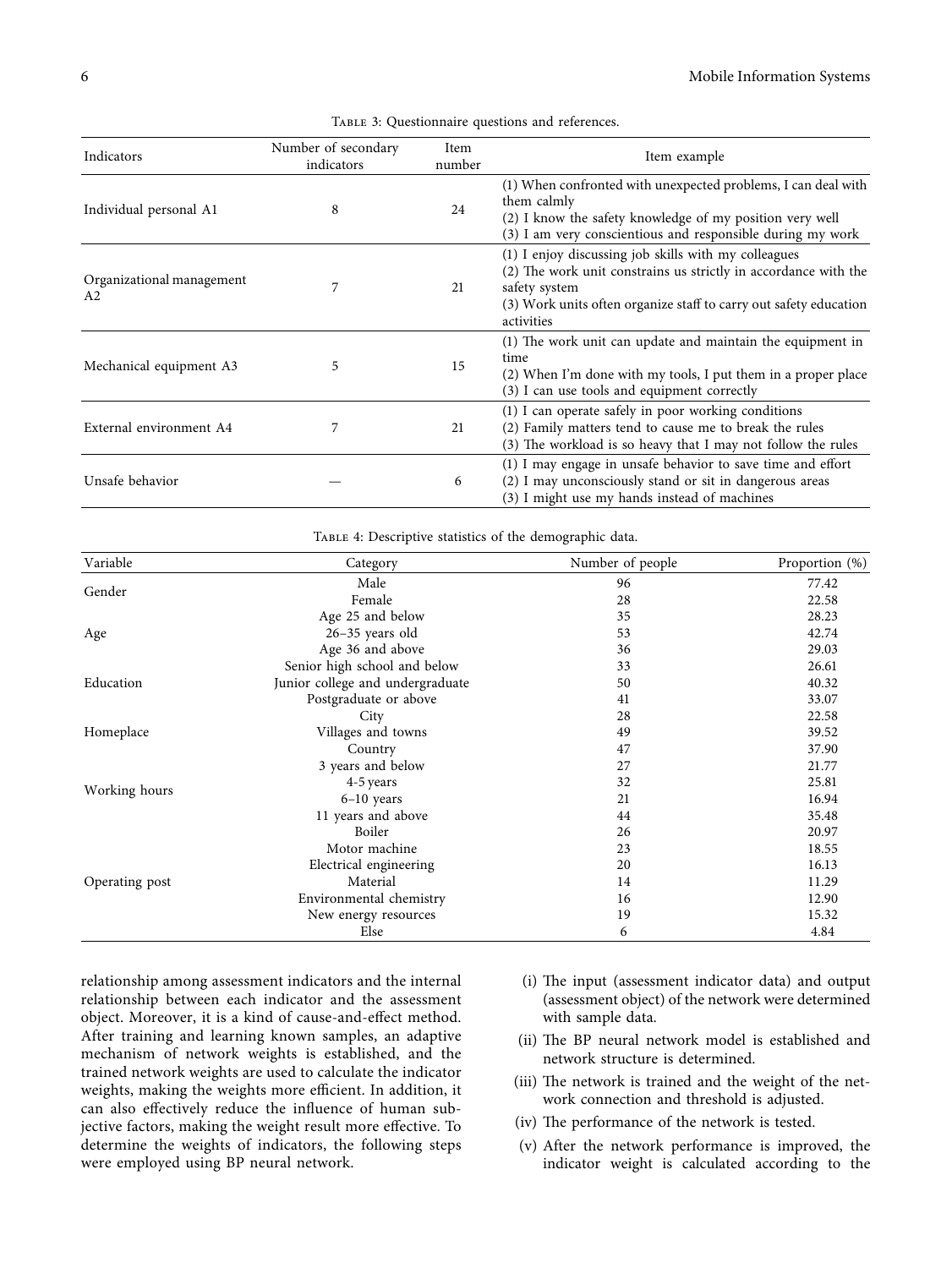Table 3: Questionnaire questions and references.

| Indicators | Number of secondary indicators | Item number | Item example |
|---|---|---|---|
| Individual personal A1 | 8 | 24 | (1) When confronted with unexpected problems, I can deal with them calmly<br>(2) I know the safety knowledge of my position very well<br>(3) I am very conscientious and responsible during my work |
| Organizational management A2 | 7 | 21 | (1) I enjoy discussing job skills with my colleagues<br>(2) The work unit constrains us strictly in accordance with the safety system<br>(3) Work units often organize staff to carry out safety education activities |
| Mechanical equipment A3 | 5 | 15 | (1) The work unit can update and maintain the equipment in time<br>(2) When I'm done with my tools, I put them in a proper place<br>(3) I can use tools and equipment correctly |
| External environment A4 | 7 | 21 | (1) I can operate safely in poor working conditions<br>(2) Family matters tend to cause me to break the rules<br>(3) The workload is so heavy that I may not follow the rules |
| Unsafe behavior | — | 6 | (1) I may engage in unsafe behavior to save time and effort<br>(2) I may unconsciously stand or sit in dangerous areas<br>(3) I might use my hands instead of machines |

Table 4: Descriptive statistics of the demographic data.

| Variable | Category | Number of people | Proportion (%) |
|---|---|---|---|
| Gender | Male | 96 | 77.42 |
| | Female | 28 | 22.58 |
| Age | Age 25 and below | 35 | 28.23 |
| | 26–35 years old | 53 | 42.74 |
| | Age 36 and above | 36 | 29.03 |
| Education | Senior high school and below | 33 | 26.61 |
| | Junior college and undergraduate | 50 | 40.32 |
| | Postgraduate or above | 41 | 33.07 |
| Homeplace | City | 28 | 22.58 |
| | Villages and towns | 49 | 39.52 |
| | Country | 47 | 37.90 |
| Working hours | 3 years and below | 27 | 21.77 |
| | 4-5 years | 32 | 25.81 |
| | 6–10 years | 21 | 16.94 |
| | 11 years and above | 44 | 35.48 |
| Operating post | Boiler | 26 | 20.97 |
| | Motor machine | 23 | 18.55 |
| | Electrical engineering | 20 | 16.13 |
| | Material | 14 | 11.29 |
| | Environmental chemistry | 16 | 12.90 |
| | New energy resources | 19 | 15.32 |
| | Else | 6 | 4.84 |

relationship among assessment indicators and the internal relationship between each indicator and the assessment object. Moreover, it is a kind of cause-and-effect method. After training and learning known samples, an adaptive mechanism of network weights is established, and the trained network weights are used to calculate the indicator weights, making the weights more efficient. In addition, it can also effectively reduce the influence of human subjective factors, making the weight result more effective. To determine the weights of indicators, the following steps were employed using BP neural network.

(i) The input (assessment indicator data) and output (assessment object) of the network were determined with sample data.

(ii) The BP neural network model is established and network structure is determined.

(iii) The network is trained and the weight of the network connection and threshold is adjusted.

(iv) The performance of the network is tested.

(v) After the network performance is improved, the indicator weight is calculated according to the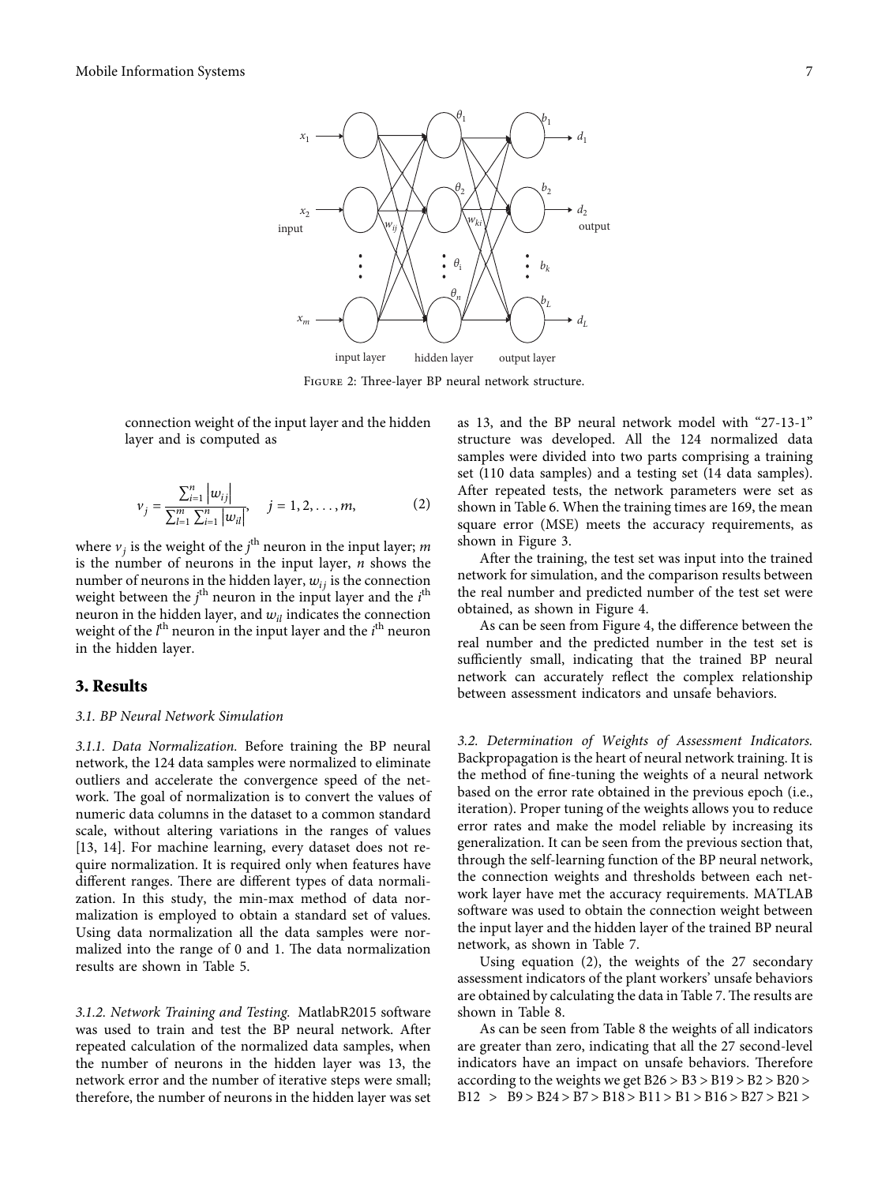Figure 2: Three-layer BP neural network structure.

connection weight of the input layer and the hidden layer and is computed as

$$v_j = \frac{\sum_{i=1}^{n} \left| w_{ij} \right|}{\sum_{l=1}^{m} \sum_{i=1}^{n} \left| w_{il} \right|}, \quad j = 1, 2, \ldots, m, \tag{2}$$

where $v_j$ is the weight of the $j^{\text{th}}$ neuron in the input layer; $m$ is the number of neurons in the input layer, $n$ shows the number of neurons in the hidden layer, $w_{ij}$ is the connection weight between the $j^{\text{th}}$ neuron in the input layer and the $i^{\text{th}}$ neuron in the hidden layer, and $w_{il}$ indicates the connection weight of the $l^{\text{th}}$ neuron in the input layer and the $i^{\text{th}}$ neuron in the hidden layer.

## 3. Results

### 3.1. BP Neural Network Simulation

*3.1.1. Data Normalization.* Before training the BP neural network, the 124 data samples were normalized to eliminate outliers and accelerate the convergence speed of the network. The goal of normalization is to convert the values of numeric data columns in the dataset to a common standard scale, without altering variations in the ranges of values [13, 14]. For machine learning, every dataset does not require normalization. It is required only when features have different ranges. There are different types of data normalization. In this study, the min-max method of data normalization is employed to obtain a standard set of values. Using data normalization all the data samples were normalized into the range of 0 and 1. The data normalization results are shown in Table 5.

*3.1.2. Network Training and Testing.* MatlabR2015 software was used to train and test the BP neural network. After repeated calculation of the normalized data samples, when the number of neurons in the hidden layer was 13, the network error and the number of iterative steps were small; therefore, the number of neurons in the hidden layer was set as 13, and the BP neural network model with "27-13-1" structure was developed. All the 124 normalized data samples were divided into two parts comprising a training set (110 data samples) and a testing set (14 data samples). After repeated tests, the network parameters were set as shown in Table 6. When the training times are 169, the mean square error (MSE) meets the accuracy requirements, as shown in Figure 3.

After the training, the test set was input into the trained network for simulation, and the comparison results between the real number and predicted number of the test set were obtained, as shown in Figure 4.

As can be seen from Figure 4, the difference between the real number and the predicted number in the test set is sufficiently small, indicating that the trained BP neural network can accurately reflect the complex relationship between assessment indicators and unsafe behaviors.

*3.2. Determination of Weights of Assessment Indicators.* Backpropagation is the heart of neural network training. It is the method of fine-tuning the weights of a neural network based on the error rate obtained in the previous epoch (i.e., iteration). Proper tuning of the weights allows you to reduce error rates and make the model reliable by increasing its generalization. It can be seen from the previous section that, through the self-learning function of the BP neural network, the connection weights and thresholds between each network layer have met the accuracy requirements. MATLAB software was used to obtain the connection weight between the input layer and the hidden layer of the trained BP neural network, as shown in Table 7.

Using equation (2), the weights of the 27 secondary assessment indicators of the plant workers' unsafe behaviors are obtained by calculating the data in Table 7. The results are shown in Table 8.

As can be seen from Table 8 the weights of all indicators are greater than zero, indicating that all the 27 second-level indicators have an impact on unsafe behaviors. Therefore according to the weights we get B26 > B3 > B19 > B2 > B20 > B12 > B9 > B24 > B7 > B18 > B11 > B1 > B16 > B27 > B21 >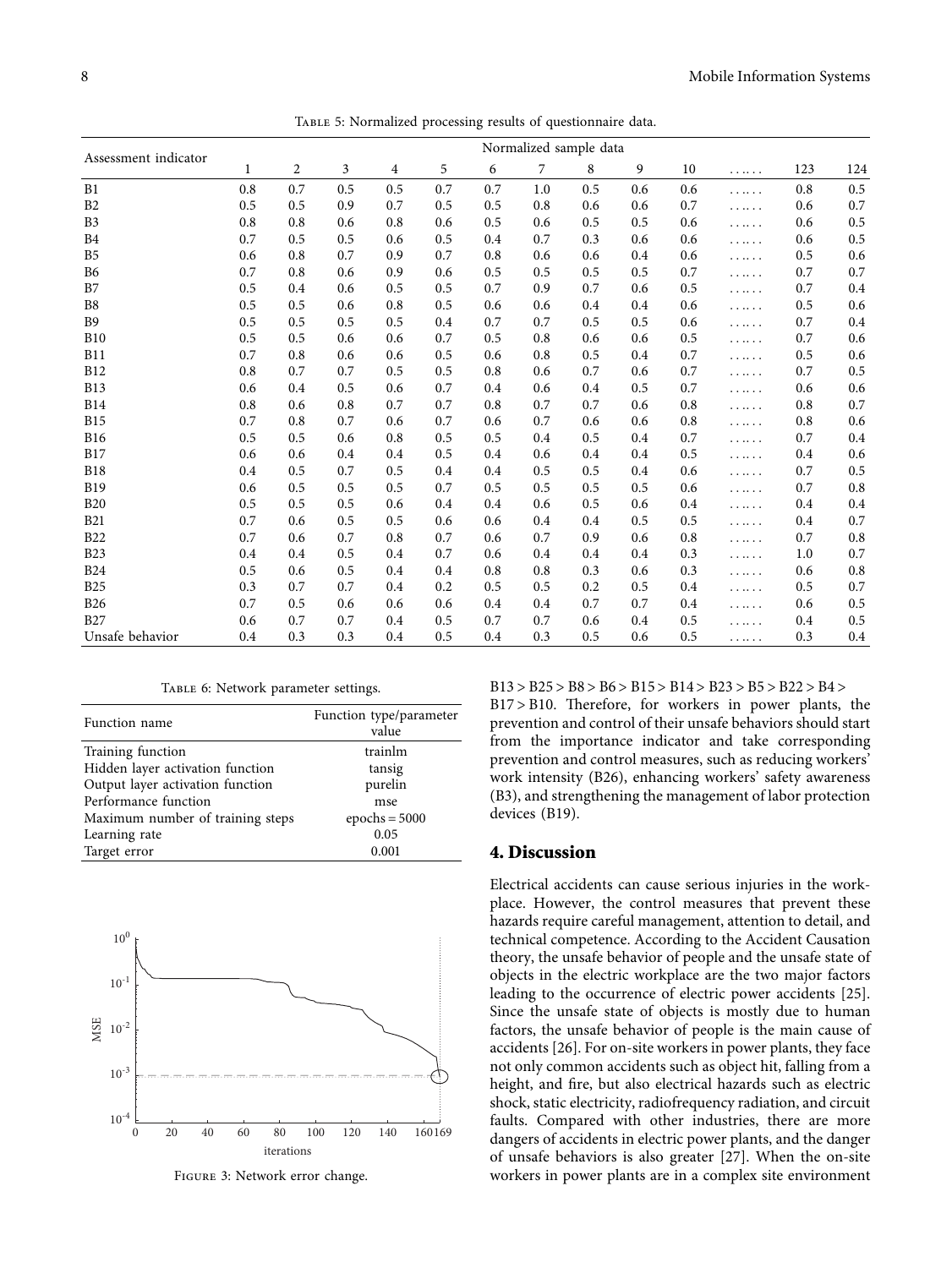Table 5: Normalized processing results of questionnaire data.

| Assessment indicator | Normalized sample data | | | | | | | | | | | | |
|---|---|---|---|---|---|---|---|---|---|---|---|---|---|
| | 1 | 2 | 3 | 4 | 5 | 6 | 7 | 8 | 9 | 10 | …… | 123 | 124 |
| B1 | 0.8 | 0.7 | 0.5 | 0.5 | 0.7 | 0.7 | 1.0 | 0.5 | 0.6 | 0.6 | …… | 0.8 | 0.5 |
| B2 | 0.5 | 0.5 | 0.9 | 0.7 | 0.5 | 0.5 | 0.8 | 0.6 | 0.6 | 0.7 | …… | 0.6 | 0.7 |
| B3 | 0.8 | 0.8 | 0.6 | 0.8 | 0.6 | 0.5 | 0.6 | 0.5 | 0.5 | 0.6 | …… | 0.6 | 0.5 |
| B4 | 0.7 | 0.5 | 0.5 | 0.6 | 0.5 | 0.4 | 0.7 | 0.3 | 0.6 | 0.6 | …… | 0.6 | 0.5 |
| B5 | 0.6 | 0.8 | 0.7 | 0.9 | 0.7 | 0.8 | 0.6 | 0.6 | 0.4 | 0.6 | …… | 0.5 | 0.6 |
| B6 | 0.7 | 0.8 | 0.6 | 0.9 | 0.6 | 0.5 | 0.5 | 0.5 | 0.5 | 0.7 | …… | 0.7 | 0.7 |
| B7 | 0.5 | 0.4 | 0.6 | 0.5 | 0.5 | 0.7 | 0.9 | 0.7 | 0.6 | 0.5 | …… | 0.7 | 0.4 |
| B8 | 0.5 | 0.5 | 0.6 | 0.8 | 0.5 | 0.6 | 0.6 | 0.4 | 0.4 | 0.6 | …… | 0.5 | 0.6 |
| B9 | 0.5 | 0.5 | 0.5 | 0.5 | 0.4 | 0.7 | 0.7 | 0.5 | 0.5 | 0.6 | …… | 0.7 | 0.4 |
| B10 | 0.5 | 0.5 | 0.6 | 0.6 | 0.7 | 0.5 | 0.8 | 0.6 | 0.6 | 0.5 | …… | 0.7 | 0.6 |
| B11 | 0.7 | 0.8 | 0.6 | 0.6 | 0.5 | 0.6 | 0.8 | 0.5 | 0.4 | 0.7 | …… | 0.5 | 0.6 |
| B12 | 0.8 | 0.7 | 0.7 | 0.5 | 0.5 | 0.8 | 0.6 | 0.7 | 0.6 | 0.7 | …… | 0.7 | 0.5 |
| B13 | 0.6 | 0.4 | 0.5 | 0.6 | 0.7 | 0.4 | 0.6 | 0.4 | 0.5 | 0.7 | …… | 0.6 | 0.6 |
| B14 | 0.8 | 0.6 | 0.8 | 0.7 | 0.7 | 0.8 | 0.7 | 0.7 | 0.6 | 0.8 | …… | 0.8 | 0.7 |
| B15 | 0.7 | 0.8 | 0.7 | 0.6 | 0.7 | 0.6 | 0.7 | 0.6 | 0.6 | 0.8 | …… | 0.8 | 0.6 |
| B16 | 0.5 | 0.5 | 0.6 | 0.8 | 0.5 | 0.5 | 0.4 | 0.5 | 0.4 | 0.7 | …… | 0.7 | 0.4 |
| B17 | 0.6 | 0.6 | 0.4 | 0.4 | 0.5 | 0.4 | 0.6 | 0.4 | 0.4 | 0.5 | …… | 0.4 | 0.6 |
| B18 | 0.4 | 0.5 | 0.7 | 0.5 | 0.4 | 0.4 | 0.5 | 0.5 | 0.4 | 0.6 | …… | 0.7 | 0.5 |
| B19 | 0.6 | 0.5 | 0.5 | 0.5 | 0.7 | 0.5 | 0.5 | 0.5 | 0.5 | 0.6 | …… | 0.7 | 0.8 |
| B20 | 0.5 | 0.5 | 0.5 | 0.6 | 0.4 | 0.4 | 0.6 | 0.5 | 0.6 | 0.4 | …… | 0.4 | 0.4 |
| B21 | 0.7 | 0.6 | 0.5 | 0.5 | 0.6 | 0.6 | 0.4 | 0.4 | 0.5 | 0.5 | …… | 0.4 | 0.7 |
| B22 | 0.7 | 0.6 | 0.7 | 0.8 | 0.7 | 0.6 | 0.7 | 0.9 | 0.6 | 0.8 | …… | 0.7 | 0.8 |
| B23 | 0.4 | 0.4 | 0.5 | 0.4 | 0.7 | 0.6 | 0.4 | 0.4 | 0.4 | 0.3 | …… | 1.0 | 0.7 |
| B24 | 0.5 | 0.6 | 0.5 | 0.4 | 0.4 | 0.8 | 0.8 | 0.3 | 0.6 | 0.3 | …… | 0.6 | 0.8 |
| B25 | 0.3 | 0.7 | 0.7 | 0.4 | 0.2 | 0.5 | 0.5 | 0.2 | 0.5 | 0.4 | …… | 0.5 | 0.7 |
| B26 | 0.7 | 0.5 | 0.6 | 0.6 | 0.6 | 0.4 | 0.4 | 0.7 | 0.7 | 0.4 | …… | 0.6 | 0.5 |
| B27 | 0.6 | 0.7 | 0.7 | 0.4 | 0.5 | 0.7 | 0.7 | 0.6 | 0.4 | 0.5 | …… | 0.4 | 0.5 |
| Unsafe behavior | 0.4 | 0.3 | 0.3 | 0.4 | 0.5 | 0.4 | 0.3 | 0.5 | 0.6 | 0.5 | …… | 0.3 | 0.4 |

Table 6: Network parameter settings.

| Function name | Function type/parameter value |
|---|---|
| Training function | trainlm |
| Hidden layer activation function | tansig |
| Output layer activation function | purelin |
| Performance function | mse |
| Maximum number of training steps | epochs = 5000 |
| Learning rate | 0.05 |
| Target error | 0.001 |

Figure 3: Network error change.

B13 > B25 > B8 > B6 > B15 > B14 > B23 > B5 > B22 > B4 > B17 > B10. Therefore, for workers in power plants, the prevention and control of their unsafe behaviors should start from the importance indicator and take corresponding prevention and control measures, such as reducing workers' work intensity (B26), enhancing workers' safety awareness (B3), and strengthening the management of labor protection devices (B19).

## 4. Discussion

Electrical accidents can cause serious injuries in the workplace. However, the control measures that prevent these hazards require careful management, attention to detail, and technical competence. According to the Accident Causation theory, the unsafe behavior of people and the unsafe state of objects in the electric workplace are the two major factors leading to the occurrence of electric power accidents [25]. Since the unsafe state of objects is mostly due to human factors, the unsafe behavior of people is the main cause of accidents [26]. For on-site workers in power plants, they face not only common accidents such as object hit, falling from a height, and fire, but also electrical hazards such as electric shock, static electricity, radiofrequency radiation, and circuit faults. Compared with other industries, there are more dangers of accidents in electric power plants, and the danger of unsafe behaviors is also greater [27]. When the on-site workers in power plants are in a complex site environment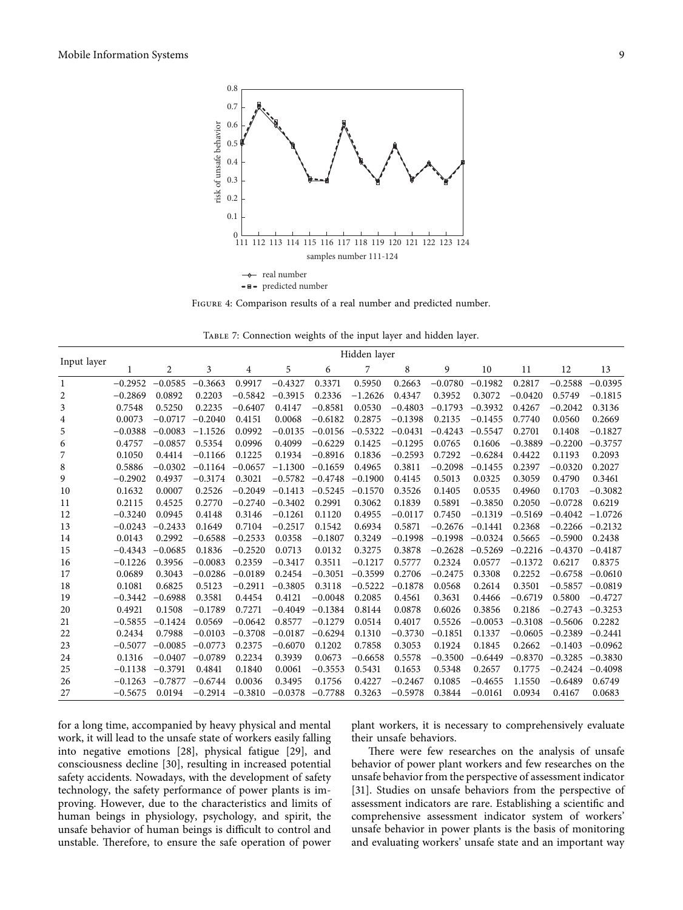Figure 4: Comparison results of a real number and predicted number.

Table 7: Connection weights of the input layer and hidden layer.

| Input layer | Hidden layer | | | | | | | | | | | | |
|---|---|---|---|---|---|---|---|---|---|---|---|---|---|
| | 1 | 2 | 3 | 4 | 5 | 6 | 7 | 8 | 9 | 10 | 11 | 12 | 13 |
| 1 | −0.2952 | −0.0585 | −0.3663 | 0.9917 | −0.4327 | 0.3371 | 0.5950 | 0.2663 | −0.0780 | −0.1982 | 0.2817 | −0.2588 | −0.0395 |
| 2 | −0.2869 | 0.0892 | 0.2203 | −0.5842 | −0.3915 | 0.2336 | −1.2626 | 0.4347 | 0.3952 | 0.3072 | −0.0420 | 0.5749 | −0.1815 |
| 3 | 0.7548 | 0.5250 | 0.2235 | −0.6407 | 0.4147 | −0.8581 | 0.0530 | −0.4803 | −0.1793 | −0.3932 | 0.4267 | −0.2042 | 0.3136 |
| 4 | 0.0073 | −0.0717 | −0.2040 | 0.4151 | 0.0068 | −0.6182 | 0.2875 | −0.1398 | 0.2135 | −0.1455 | 0.7740 | 0.0560 | 0.2669 |
| 5 | −0.0388 | −0.0083 | −1.1526 | 0.0992 | −0.0135 | −0.0156 | −0.5322 | −0.0431 | −0.4243 | −0.5547 | 0.2701 | 0.1408 | −0.1827 |
| 6 | 0.4757 | −0.0857 | 0.5354 | 0.0996 | 0.4099 | −0.6229 | 0.1425 | −0.1295 | 0.0765 | 0.1606 | −0.3889 | −0.2200 | −0.3757 |
| 7 | 0.1050 | 0.4414 | −0.1166 | 0.1225 | 0.1934 | −0.8916 | 0.1836 | −0.2593 | 0.7292 | −0.6284 | 0.4422 | 0.1193 | 0.2093 |
| 8 | 0.5886 | −0.0302 | −0.1164 | −0.0657 | −1.1300 | −0.1659 | 0.4965 | 0.3811 | −0.2098 | −0.1455 | 0.2397 | −0.0320 | 0.2027 |
| 9 | −0.2902 | 0.4937 | −0.3174 | 0.3021 | −0.5782 | −0.4748 | −0.1900 | 0.4145 | 0.5013 | 0.0325 | 0.3059 | 0.4790 | 0.3461 |
| 10 | 0.1632 | 0.0007 | 0.2526 | −0.2049 | −0.1413 | −0.5245 | −0.1570 | 0.3526 | 0.1405 | 0.0535 | 0.4960 | 0.1703 | −0.3082 |
| 11 | 0.2115 | 0.4525 | 0.2770 | −0.2740 | −0.3402 | 0.2991 | 0.3062 | 0.1839 | 0.5891 | −0.3850 | 0.2050 | −0.0728 | 0.6219 |
| 12 | −0.3240 | 0.0945 | 0.4148 | 0.3146 | −0.1261 | 0.1120 | 0.4955 | −0.0117 | 0.7450 | −0.1319 | −0.5169 | −0.4042 | −1.0726 |
| 13 | −0.0243 | −0.2433 | 0.1649 | 0.7104 | −0.2517 | 0.1542 | 0.6934 | 0.5871 | −0.2676 | −0.1441 | 0.2368 | −0.2266 | −0.2132 |
| 14 | 0.0143 | 0.2992 | −0.6588 | −0.2533 | 0.0358 | −0.1807 | 0.3249 | −0.1998 | −0.1998 | −0.0324 | 0.5665 | −0.5900 | 0.2438 |
| 15 | −0.4343 | −0.0685 | 0.1836 | −0.2520 | 0.0713 | 0.0132 | 0.3275 | 0.3878 | −0.2628 | −0.5269 | −0.2216 | −0.4370 | −0.4187 |
| 16 | −0.1226 | 0.3956 | −0.0083 | 0.2359 | −0.3417 | 0.3511 | −0.1217 | 0.5777 | 0.2324 | 0.0577 | −0.1372 | 0.6217 | 0.8375 |
| 17 | 0.0689 | 0.3043 | −0.0286 | −0.0189 | 0.2454 | −0.3051 | −0.3599 | 0.2706 | −0.2475 | 0.3308 | 0.2252 | −0.6758 | −0.0610 |
| 18 | 0.1081 | 0.6825 | 0.5123 | −0.2911 | −0.3805 | 0.3118 | −0.5222 | −0.1878 | 0.0568 | 0.2614 | 0.3501 | −0.5857 | −0.0819 |
| 19 | −0.3442 | −0.6988 | 0.3581 | 0.4454 | 0.4121 | −0.0048 | 0.2085 | 0.4561 | 0.3631 | 0.4466 | −0.6719 | 0.5800 | −0.4727 |
| 20 | 0.4921 | 0.1508 | −0.1789 | 0.7271 | −0.4049 | −0.1384 | 0.8144 | 0.0878 | 0.6026 | 0.3856 | 0.2186 | −0.2743 | −0.3253 |
| 21 | −0.5855 | −0.1424 | 0.0569 | −0.0642 | 0.8577 | −0.1279 | 0.0514 | 0.4017 | 0.5526 | −0.0053 | −0.3108 | −0.5606 | 0.2282 |
| 22 | 0.2434 | 0.7988 | −0.0103 | −0.3708 | −0.0187 | −0.6294 | 0.1310 | −0.3730 | −0.1851 | 0.1337 | −0.0605 | −0.2389 | −0.2441 |
| 23 | −0.5077 | −0.0085 | −0.0773 | 0.2375 | −0.6070 | 0.1202 | 0.7858 | 0.3053 | 0.1924 | 0.1845 | 0.2662 | −0.1403 | −0.0962 |
| 24 | 0.1316 | −0.0407 | −0.0789 | 0.2234 | 0.3939 | 0.0673 | −0.6658 | 0.5578 | −0.3500 | −0.6449 | −0.8370 | −0.3285 | −0.3830 |
| 25 | −0.1138 | −0.3791 | 0.4841 | 0.1840 | 0.0061 | −0.3553 | 0.5431 | 0.1653 | 0.5348 | 0.2657 | 0.1775 | −0.2424 | −0.4098 |
| 26 | −0.1263 | −0.7877 | −0.6744 | 0.0036 | 0.3495 | 0.1756 | 0.4227 | −0.2467 | 0.1085 | −0.4655 | 1.1550 | −0.6489 | 0.6749 |
| 27 | −0.5675 | 0.0194 | −0.2914 | −0.3810 | −0.0378 | −0.7788 | 0.3263 | −0.5978 | 0.3844 | −0.0161 | 0.0934 | 0.4167 | 0.0683 |

for a long time, accompanied by heavy physical and mental work, it will lead to the unsafe state of workers easily falling into negative emotions [28], physical fatigue [29], and consciousness decline [30], resulting in increased potential safety accidents. Nowadays, with the development of safety technology, the safety performance of power plants is improving. However, due to the characteristics and limits of human beings in physiology, psychology, and spirit, the unsafe behavior of human beings is difficult to control and unstable. Therefore, to ensure the safe operation of power plant workers, it is necessary to comprehensively evaluate their unsafe behaviors.

There were few researches on the analysis of unsafe behavior of power plant workers and few researches on the unsafe behavior from the perspective of assessment indicator [31]. Studies on unsafe behaviors from the perspective of assessment indicators are rare. Establishing a scientific and comprehensive assessment indicator system of workers' unsafe behavior in power plants is the basis of monitoring and evaluating workers' unsafe state and an important way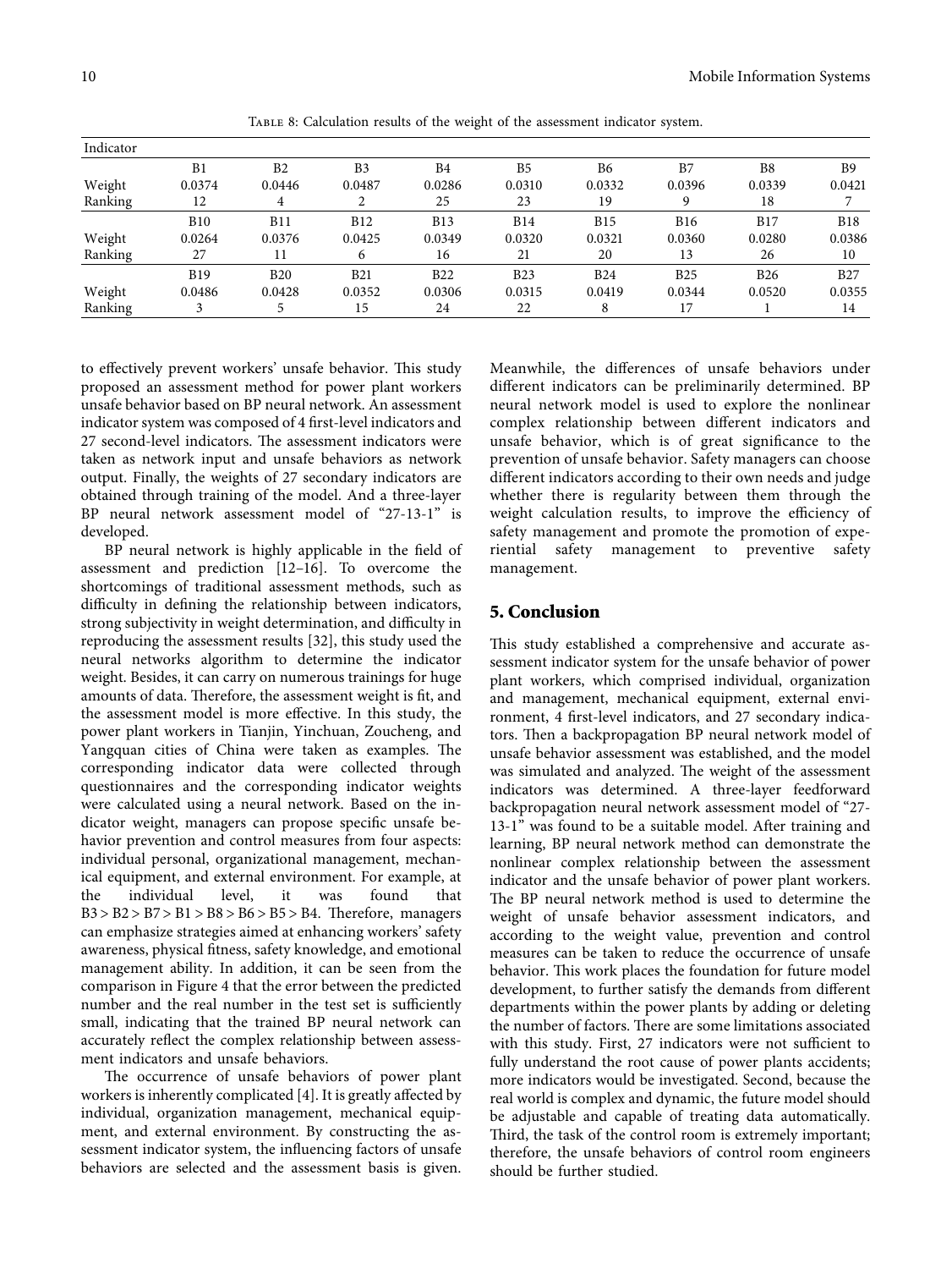Table 8: Calculation results of the weight of the assessment indicator system.

| Indicator | | | | | | | | | |
|---|---|---|---|---|---|---|---|---|---|
| | B1 | B2 | B3 | B4 | B5 | B6 | B7 | B8 | B9 |
| Weight | 0.0374 | 0.0446 | 0.0487 | 0.0286 | 0.0310 | 0.0332 | 0.0396 | 0.0339 | 0.0421 |
| Ranking | 12 | 4 | 2 | 25 | 23 | 19 | 9 | 18 | 7 |
| | B10 | B11 | B12 | B13 | B14 | B15 | B16 | B17 | B18 |
| Weight | 0.0264 | 0.0376 | 0.0425 | 0.0349 | 0.0320 | 0.0321 | 0.0360 | 0.0280 | 0.0386 |
| Ranking | 27 | 11 | 6 | 16 | 21 | 20 | 13 | 26 | 10 |
| | B19 | B20 | B21 | B22 | B23 | B24 | B25 | B26 | B27 |
| Weight | 0.0486 | 0.0428 | 0.0352 | 0.0306 | 0.0315 | 0.0419 | 0.0344 | 0.0520 | 0.0355 |
| Ranking | 3 | 5 | 15 | 24 | 22 | 8 | 17 | 1 | 14 |

to effectively prevent workers' unsafe behavior. This study proposed an assessment method for power plant workers unsafe behavior based on BP neural network. An assessment indicator system was composed of 4 first-level indicators and 27 second-level indicators. The assessment indicators were taken as network input and unsafe behaviors as network output. Finally, the weights of 27 secondary indicators are obtained through training of the model. And a three-layer BP neural network assessment model of "27-13-1" is developed.

BP neural network is highly applicable in the field of assessment and prediction [12–16]. To overcome the shortcomings of traditional assessment methods, such as difficulty in defining the relationship between indicators, strong subjectivity in weight determination, and difficulty in reproducing the assessment results [32], this study used the neural networks algorithm to determine the indicator weight. Besides, it can carry on numerous trainings for huge amounts of data. Therefore, the assessment weight is fit, and the assessment model is more effective. In this study, the power plant workers in Tianjin, Yinchuan, Zoucheng, and Yangquan cities of China were taken as examples. The corresponding indicator data were collected through questionnaires and the corresponding indicator weights were calculated using a neural network. Based on the indicator weight, managers can propose specific unsafe behavior prevention and control measures from four aspects: individual personal, organizational management, mechanical equipment, and external environment. For example, at the individual level, it was found that B3 > B2 > B7 > B1 > B8 > B6 > B5 > B4. Therefore, managers can emphasize strategies aimed at enhancing workers' safety awareness, physical fitness, safety knowledge, and emotional management ability. In addition, it can be seen from the comparison in Figure 4 that the error between the predicted number and the real number in the test set is sufficiently small, indicating that the trained BP neural network can accurately reflect the complex relationship between assessment indicators and unsafe behaviors.

The occurrence of unsafe behaviors of power plant workers is inherently complicated [4]. It is greatly affected by individual, organization management, mechanical equipment, and external environment. By constructing the assessment indicator system, the influencing factors of unsafe behaviors are selected and the assessment basis is given. Meanwhile, the differences of unsafe behaviors under different indicators can be preliminarily determined. BP neural network model is used to explore the nonlinear complex relationship between different indicators and unsafe behavior, which is of great significance to the prevention of unsafe behavior. Safety managers can choose different indicators according to their own needs and judge whether there is regularity between them through the weight calculation results, to improve the efficiency of safety management and promote the promotion of experiential safety management to preventive safety management.

## 5. Conclusion

This study established a comprehensive and accurate assessment indicator system for the unsafe behavior of power plant workers, which comprised individual, organization and management, mechanical equipment, external environment, 4 first-level indicators, and 27 secondary indicators. Then a backpropagation BP neural network model of unsafe behavior assessment was established, and the model was simulated and analyzed. The weight of the assessment indicators was determined. A three-layer feedforward backpropagation neural network assessment model of "27-13-1" was found to be a suitable model. After training and learning, BP neural network method can demonstrate the nonlinear complex relationship between the assessment indicator and the unsafe behavior of power plant workers. The BP neural network method is used to determine the weight of unsafe behavior assessment indicators, and according to the weight value, prevention and control measures can be taken to reduce the occurrence of unsafe behavior. This work places the foundation for future model development, to further satisfy the demands from different departments within the power plants by adding or deleting the number of factors. There are some limitations associated with this study. First, 27 indicators were not sufficient to fully understand the root cause of power plants accidents; more indicators would be investigated. Second, because the real world is complex and dynamic, the future model should be adjustable and capable of treating data automatically. Third, the task of the control room is extremely important; therefore, the unsafe behaviors of control room engineers should be further studied.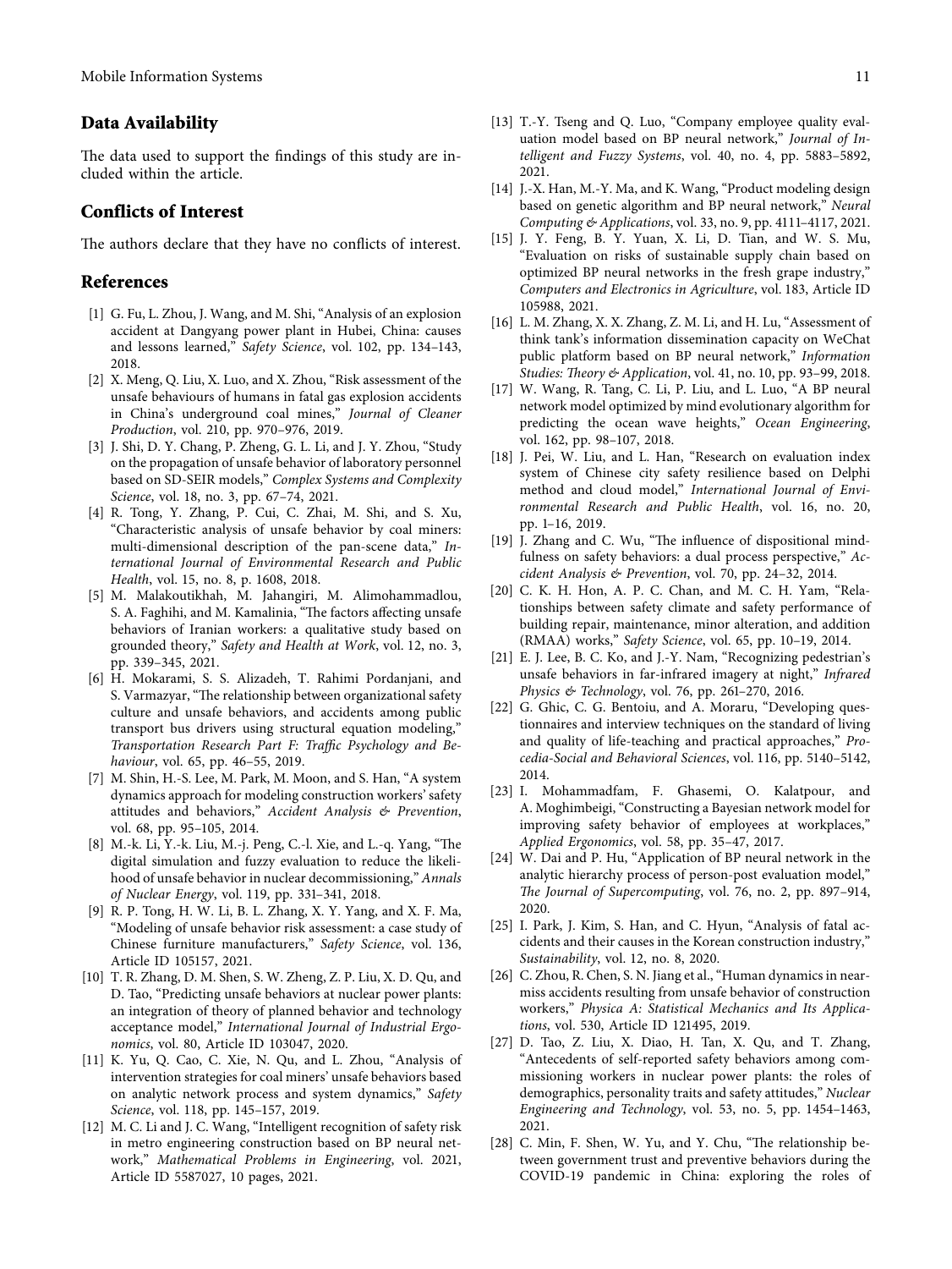## Data Availability

The data used to support the findings of this study are included within the article.

## Conflicts of Interest

The authors declare that they have no conflicts of interest.

## References

[1] G. Fu, L. Zhou, J. Wang, and M. Shi, "Analysis of an explosion accident at Dangyang power plant in Hubei, China: causes and lessons learned," *Safety Science*, vol. 102, pp. 134–143, 2018.

[2] X. Meng, Q. Liu, X. Luo, and X. Zhou, "Risk assessment of the unsafe behaviours of humans in fatal gas explosion accidents in China's underground coal mines," *Journal of Cleaner Production*, vol. 210, pp. 970–976, 2019.

[3] J. Shi, D. Y. Chang, P. Zheng, G. L. Li, and J. Y. Zhou, "Study on the propagation of unsafe behavior of laboratory personnel based on SD-SEIR models," *Complex Systems and Complexity Science*, vol. 18, no. 3, pp. 67–74, 2021.

[4] R. Tong, Y. Zhang, P. Cui, C. Zhai, M. Shi, and S. Xu, "Characteristic analysis of unsafe behavior by coal miners: multi-dimensional description of the pan-scene data," *International Journal of Environmental Research and Public Health*, vol. 15, no. 8, p. 1608, 2018.

[5] M. Malakoutikhah, M. Jahangiri, M. Alimohammadlou, S. A. Faghihi, and M. Kamalinia, "The factors affecting unsafe behaviors of Iranian workers: a qualitative study based on grounded theory," *Safety and Health at Work*, vol. 12, no. 3, pp. 339–345, 2021.

[6] H. Mokarami, S. S. Alizadeh, T. Rahimi Pordanjani, and S. Varmazyar, "The relationship between organizational safety culture and unsafe behaviors, and accidents among public transport bus drivers using structural equation modeling," *Transportation Research Part F: Traffic Psychology and Behaviour*, vol. 65, pp. 46–55, 2019.

[7] M. Shin, H.-S. Lee, M. Park, M. Moon, and S. Han, "A system dynamics approach for modeling construction workers' safety attitudes and behaviors," *Accident Analysis & Prevention*, vol. 68, pp. 95–105, 2014.

[8] M.-k. Li, Y.-k. Liu, M.-j. Peng, C.-l. Xie, and L.-q. Yang, "The digital simulation and fuzzy evaluation to reduce the likelihood of unsafe behavior in nuclear decommissioning," *Annals of Nuclear Energy*, vol. 119, pp. 331–341, 2018.

[9] R. P. Tong, H. W. Li, B. L. Zhang, X. Y. Yang, and X. F. Ma, "Modeling of unsafe behavior risk assessment: a case study of Chinese furniture manufacturers," *Safety Science*, vol. 136, Article ID 105157, 2021.

[10] T. R. Zhang, D. M. Shen, S. W. Zheng, Z. P. Liu, X. D. Qu, and D. Tao, "Predicting unsafe behaviors at nuclear power plants: an integration of theory of planned behavior and technology acceptance model," *International Journal of Industrial Ergonomics*, vol. 80, Article ID 103047, 2020.

[11] K. Yu, Q. Cao, C. Xie, N. Qu, and L. Zhou, "Analysis of intervention strategies for coal miners' unsafe behaviors based on analytic network process and system dynamics," *Safety Science*, vol. 118, pp. 145–157, 2019.

[12] M. C. Li and J. C. Wang, "Intelligent recognition of safety risk in metro engineering construction based on BP neural network," *Mathematical Problems in Engineering*, vol. 2021, Article ID 5587027, 10 pages, 2021.

[13] T.-Y. Tseng and Q. Luo, "Company employee quality evaluation model based on BP neural network," *Journal of Intelligent and Fuzzy Systems*, vol. 40, no. 4, pp. 5883–5892, 2021.

[14] J.-X. Han, M.-Y. Ma, and K. Wang, "Product modeling design based on genetic algorithm and BP neural network," *Neural Computing & Applications*, vol. 33, no. 9, pp. 4111–4117, 2021.

[15] J. Y. Feng, B. Y. Yuan, X. Li, D. Tian, and W. S. Mu, "Evaluation on risks of sustainable supply chain based on optimized BP neural networks in the fresh grape industry," *Computers and Electronics in Agriculture*, vol. 183, Article ID 105988, 2021.

[16] L. M. Zhang, X. X. Zhang, Z. M. Li, and H. Lu, "Assessment of think tank's information dissemination capacity on WeChat public platform based on BP neural network," *Information Studies: Theory & Application*, vol. 41, no. 10, pp. 93–99, 2018.

[17] W. Wang, R. Tang, C. Li, P. Liu, and L. Luo, "A BP neural network model optimized by mind evolutionary algorithm for predicting the ocean wave heights," *Ocean Engineering*, vol. 162, pp. 98–107, 2018.

[18] J. Pei, W. Liu, and L. Han, "Research on evaluation index system of Chinese city safety resilience based on Delphi method and cloud model," *International Journal of Environmental Research and Public Health*, vol. 16, no. 20, pp. 1–16, 2019.

[19] J. Zhang and C. Wu, "The influence of dispositional mindfulness on safety behaviors: a dual process perspective," *Accident Analysis & Prevention*, vol. 70, pp. 24–32, 2014.

[20] C. K. H. Hon, A. P. C. Chan, and M. C. H. Yam, "Relationships between safety climate and safety performance of building repair, maintenance, minor alteration, and addition (RMAA) works," *Safety Science*, vol. 65, pp. 10–19, 2014.

[21] E. J. Lee, B. C. Ko, and J.-Y. Nam, "Recognizing pedestrian's unsafe behaviors in far-infrared imagery at night," *Infrared Physics & Technology*, vol. 76, pp. 261–270, 2016.

[22] G. Ghic, C. G. Bentoiu, and A. Moraru, "Developing questionnaires and interview techniques on the standard of living and quality of life-teaching and practical approaches," *Procedia-Social and Behavioral Sciences*, vol. 116, pp. 5140–5142, 2014.

[23] I. Mohammadfam, F. Ghasemi, O. Kalatpour, and A. Moghimbeigi, "Constructing a Bayesian network model for improving safety behavior of employees at workplaces," *Applied Ergonomics*, vol. 58, pp. 35–47, 2017.

[24] W. Dai and P. Hu, "Application of BP neural network in the analytic hierarchy process of person-post evaluation model," *The Journal of Supercomputing*, vol. 76, no. 2, pp. 897–914, 2020.

[25] I. Park, J. Kim, S. Han, and C. Hyun, "Analysis of fatal accidents and their causes in the Korean construction industry," *Sustainability*, vol. 12, no. 8, 2020.

[26] C. Zhou, R. Chen, S. N. Jiang et al., "Human dynamics in near-miss accidents resulting from unsafe behavior of construction workers," *Physica A: Statistical Mechanics and Its Applications*, vol. 530, Article ID 121495, 2019.

[27] D. Tao, Z. Liu, X. Diao, H. Tan, X. Qu, and T. Zhang, "Antecedents of self-reported safety behaviors among commissioning workers in nuclear power plants: the roles of demographics, personality traits and safety attitudes," *Nuclear Engineering and Technology*, vol. 53, no. 5, pp. 1454–1463, 2021.

[28] C. Min, F. Shen, W. Yu, and Y. Chu, "The relationship between government trust and preventive behaviors during the COVID-19 pandemic in China: exploring the roles of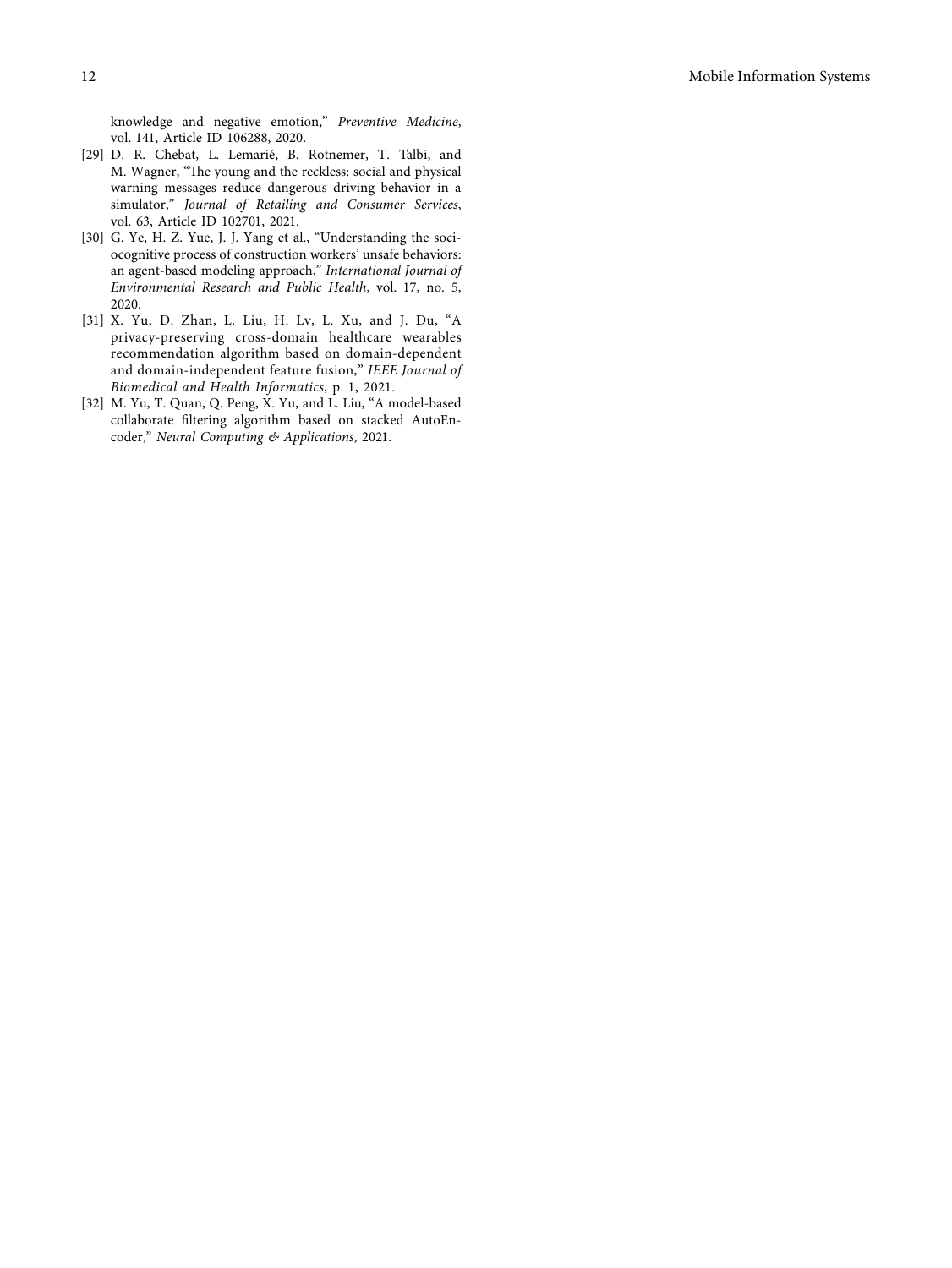knowledge and negative emotion," *Preventive Medicine*, vol. 141, Article ID 106288, 2020.

[29] D. R. Chebat, L. Lemarié, B. Rotnemer, T. Talbi, and M. Wagner, "The young and the reckless: social and physical warning messages reduce dangerous driving behavior in a simulator," *Journal of Retailing and Consumer Services*, vol. 63, Article ID 102701, 2021.

[30] G. Ye, H. Z. Yue, J. J. Yang et al., "Understanding the sociocognitive process of construction workers' unsafe behaviors: an agent-based modeling approach," *International Journal of Environmental Research and Public Health*, vol. 17, no. 5, 2020.

[31] X. Yu, D. Zhan, L. Liu, H. Lv, L. Xu, and J. Du, "A privacy-preserving cross-domain healthcare wearables recommendation algorithm based on domain-dependent and domain-independent feature fusion," *IEEE Journal of Biomedical and Health Informatics*, p. 1, 2021.

[32] M. Yu, T. Quan, Q. Peng, X. Yu, and L. Liu, "A model-based collaborate filtering algorithm based on stacked AutoEncoder," *Neural Computing & Applications*, 2021.